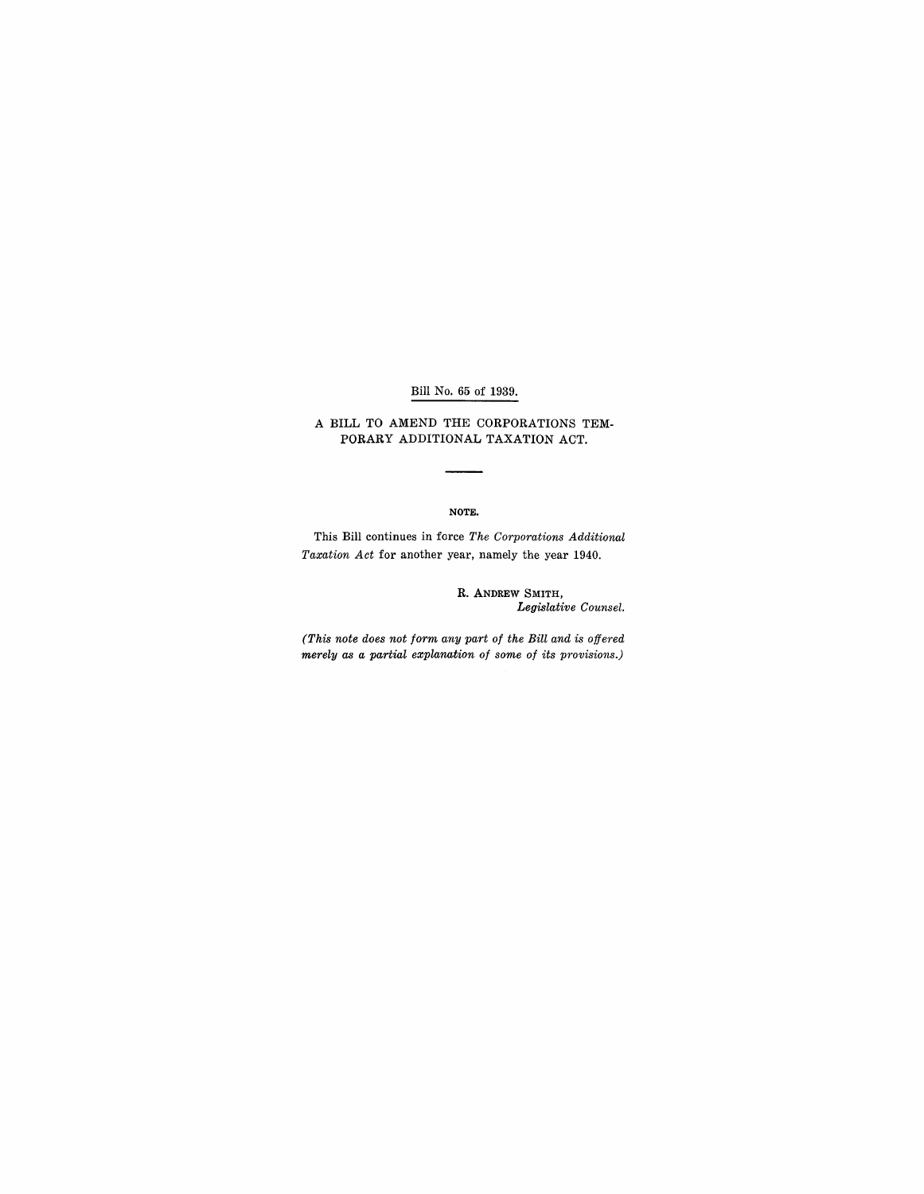Bill No. 65 of 1939.

## A BILL TO AMEND THE CORPORATIONS TEMPORARY ADDITIONAL TAXATION ACT.

---

**NOTE.**

This Bill continues in force *The Corporations Additional Taxation Act* for another year, namely the year 1940.

R. ANDREW SMITH,
*Legislative Counsel.*

*(This note does not form any part of the Bill and is offered merely as a partial explanation of some of its provisions.)*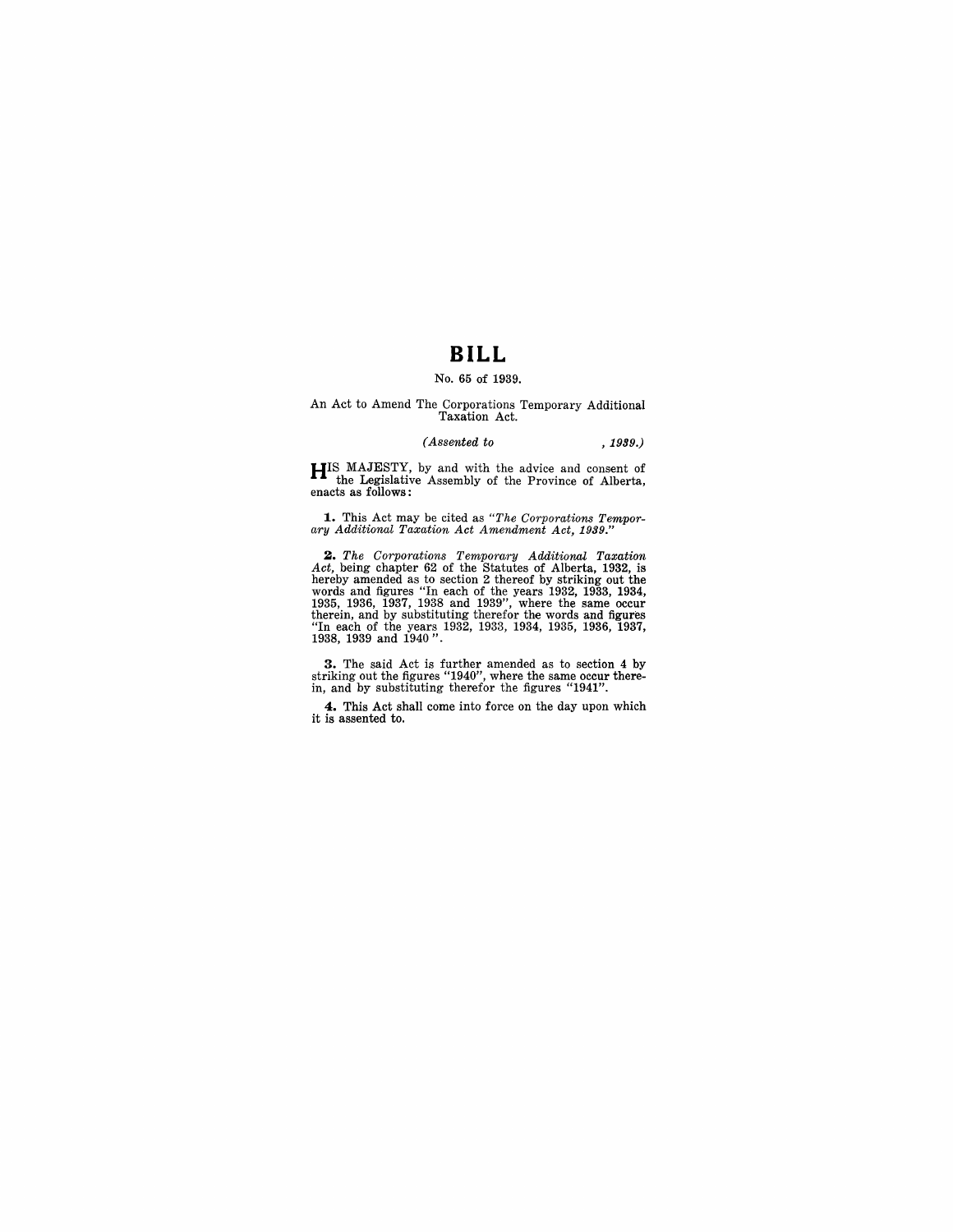# BILL

No. 65 of 1939.

An Act to Amend The Corporations Temporary Additional Taxation Act.

*(Assented to , 1939.)*

HIS MAJESTY, by and with the advice and consent of the Legislative Assembly of the Province of Alberta, enacts as follows:

**1.** This Act may be cited as *"The Corporations Temporary Additional Taxation Act Amendment Act, 1939."*

**2.** *The Corporations Temporary Additional Taxation Act*, being chapter 62 of the Statutes of Alberta, 1932, is hereby amended as to section 2 thereof by striking out the words and figures "In each of the years 1932, 1933, 1934, 1935, 1936, 1937, 1938 and 1939", where the same occur therein, and by substituting therefor the words and figures "In each of the years 1932, 1933, 1934, 1935, 1936, 1937, 1938, 1939 and 1940".

**3.** The said Act is further amended as to section 4 by striking out the figures "1940", where the same occur therein, and by substituting therefor the figures "1941".

**4.** This Act shall come into force on the day upon which it is assented to.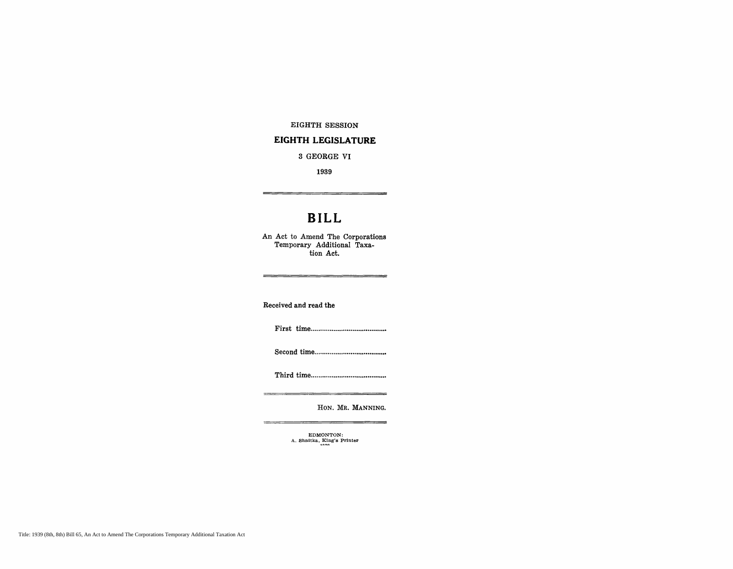EIGHTH SESSION

# EIGHTH LEGISLATURE

3 GEORGE VI

1939

---

# BILL

An Act to Amend The Corporations Temporary Additional Taxation Act.

---

**Received and read the**

**First time........................................**

**Second time......................................**

**Third time........................................**

---

HON. MR. MANNING.

---

EDMONTON:
A. Shnitka, King's Printer
1939

Title: 1939 (8th, 8th) Bill 65, An Act to Amend The Corporations Temporary Additional Taxation Act